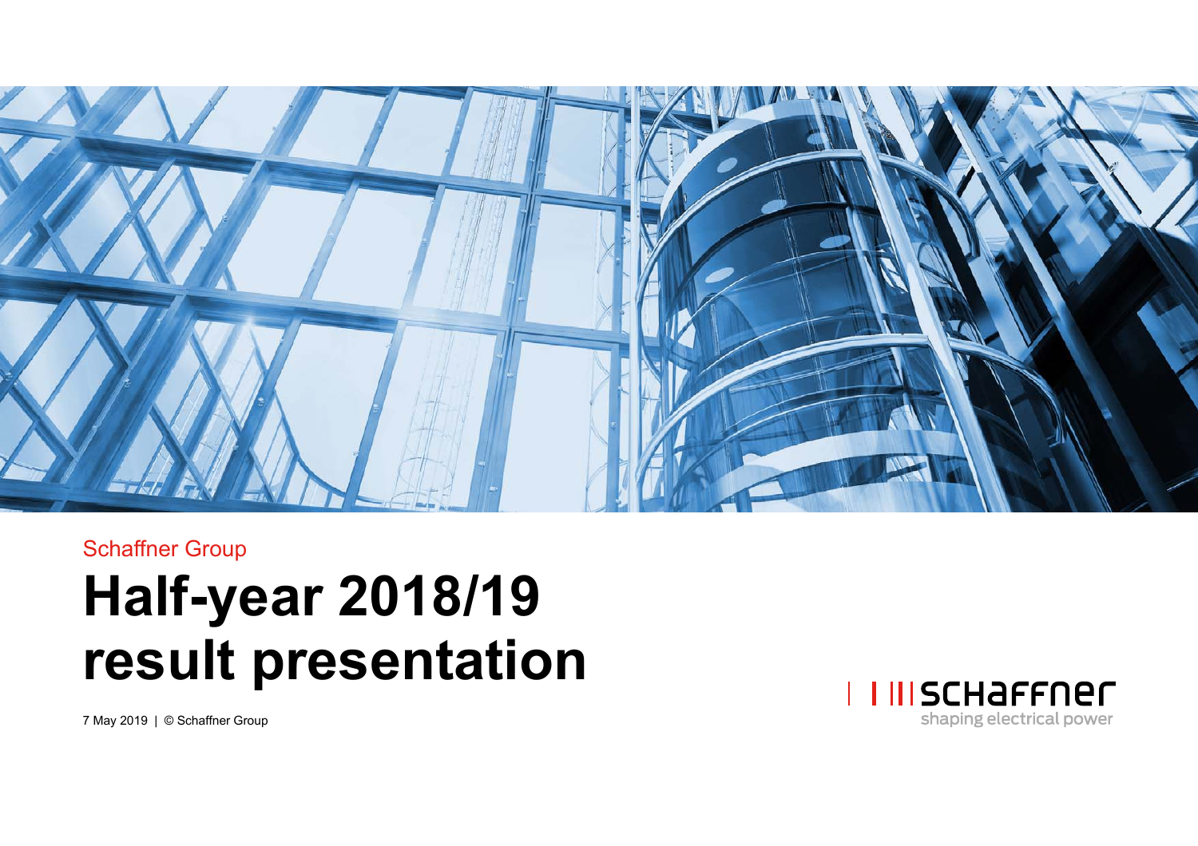Schaffner Group

# Half-year 2018/19 result presentation

7 May 2019 | © Schaffner Group

schaffner
shaping electrical power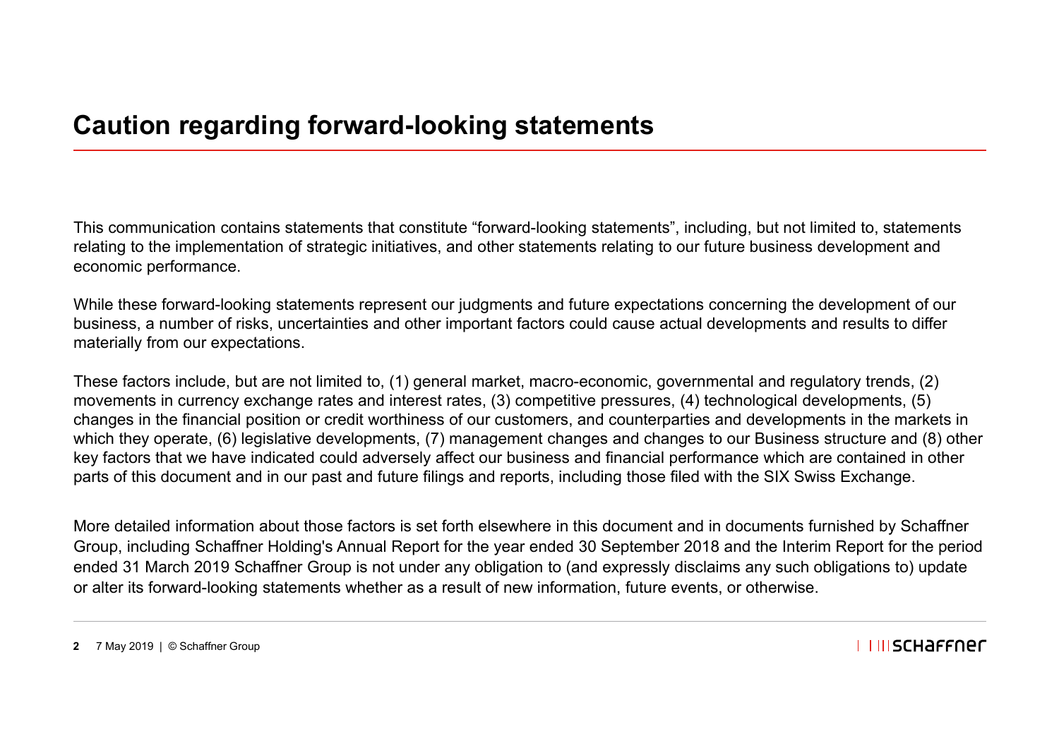# Caution regarding forward-looking statements

This communication contains statements that constitute “forward-looking statements”, including, but not limited to, statements relating to the implementation of strategic initiatives, and other statements relating to our future business development and economic performance.

While these forward-looking statements represent our judgments and future expectations concerning the development of our business, a number of risks, uncertainties and other important factors could cause actual developments and results to differ materially from our expectations.

These factors include, but are not limited to, (1) general market, macro-economic, governmental and regulatory trends, (2) movements in currency exchange rates and interest rates, (3) competitive pressures, (4) technological developments, (5) changes in the financial position or credit worthiness of our customers, and counterparties and developments in the markets in which they operate, (6) legislative developments, (7) management changes and changes to our Business structure and (8) other key factors that we have indicated could adversely affect our business and financial performance which are contained in other parts of this document and in our past and future filings and reports, including those filed with the SIX Swiss Exchange.

More detailed information about those factors is set forth elsewhere in this document and in documents furnished by Schaffner Group, including Schaffner Holding's Annual Report for the year ended 30 September 2018 and the Interim Report for the period ended 31 March 2019 Schaffner Group is not under any obligation to (and expressly disclaims any such obligations to) update or alter its forward-looking statements whether as a result of new information, future events, or otherwise.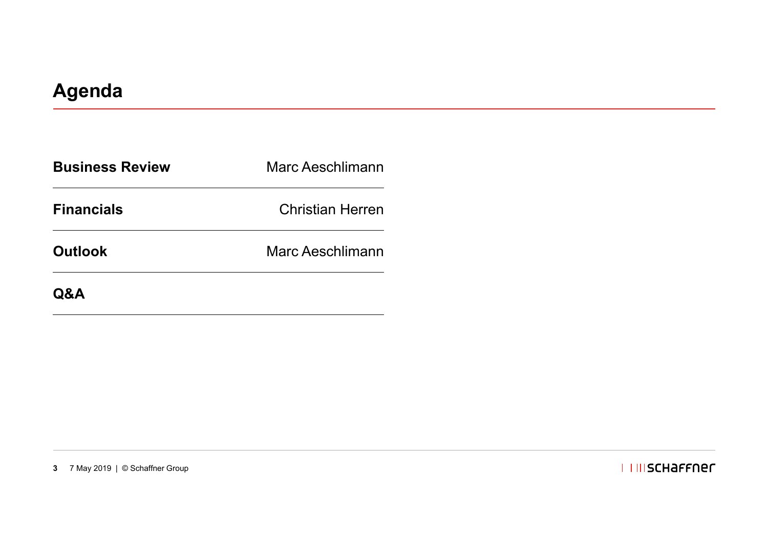# Agenda

| | |
|---|---|
| **Business Review** | Marc Aeschlimann |
| **Financials** | Christian Herren |
| **Outlook** | Marc Aeschlimann |
| **Q&A** | |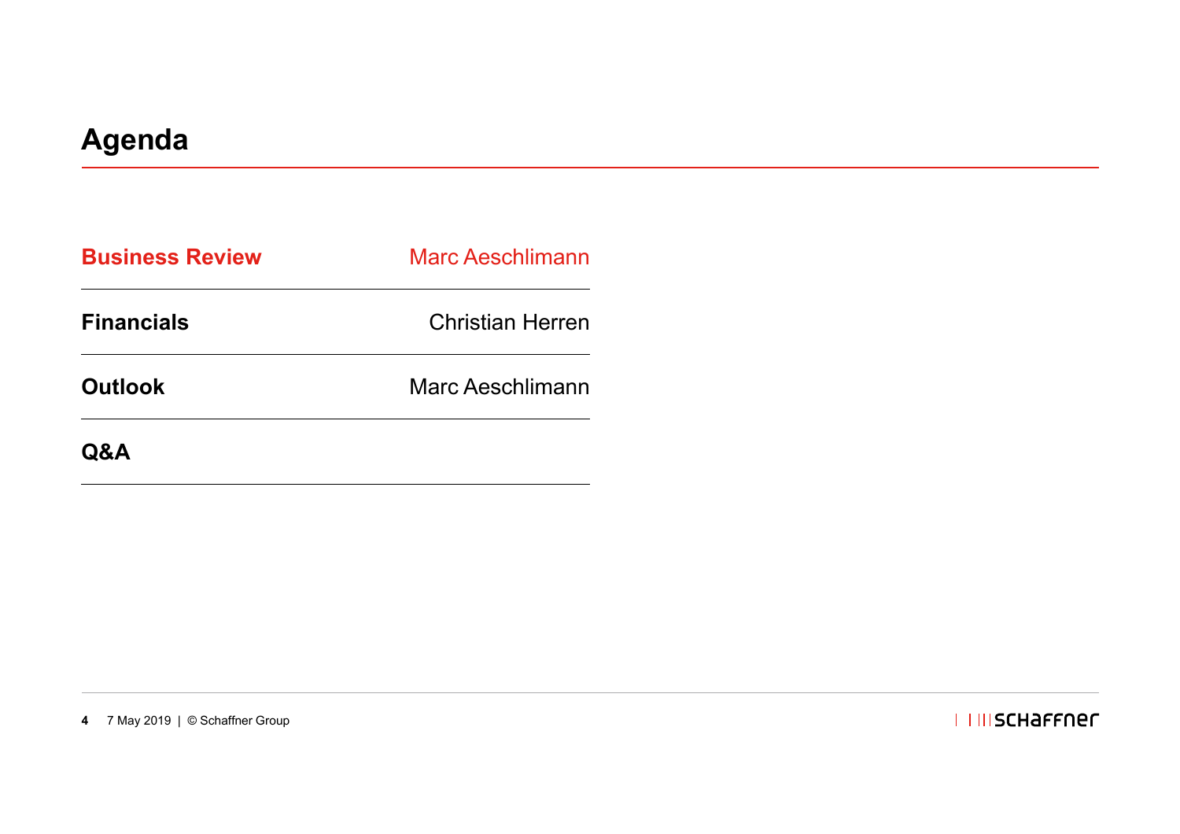# Agenda

| | |
|---|---|
| **Business Review** | Marc Aeschlimann |
| **Financials** | Christian Herren |
| **Outlook** | Marc Aeschlimann |
| **Q&A** | |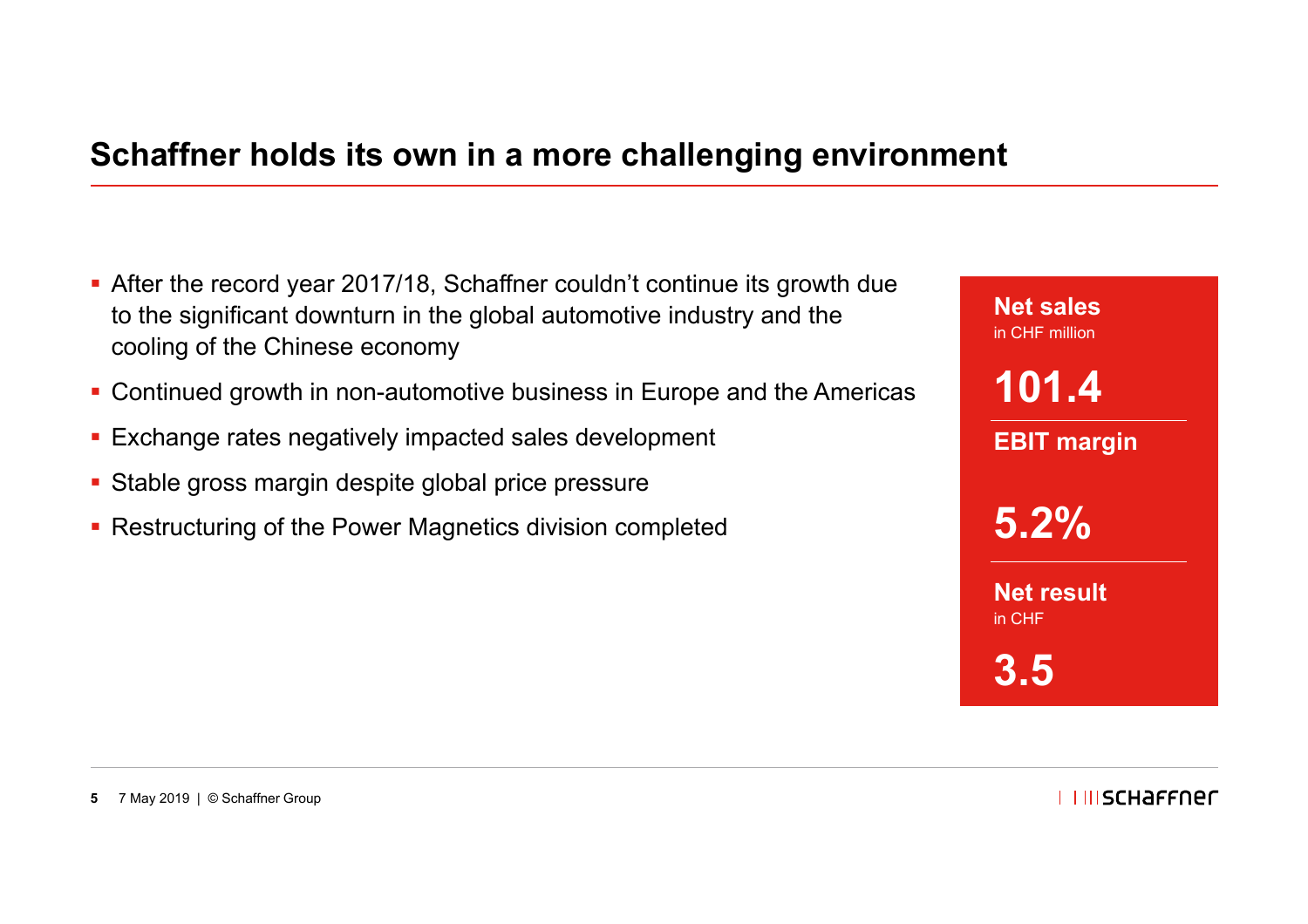## Schaffner holds its own in a more challenging environment

- After the record year 2017/18, Schaffner couldn't continue its growth due to the significant downturn in the global automotive industry and the cooling of the Chinese economy
- Continued growth in non-automotive business in Europe and the Americas
- Exchange rates negatively impacted sales development
- Stable gross margin despite global price pressure
- Restructuring of the Power Magnetics division completed

**Net sales**
in CHF million

**101.4**

**EBIT margin**

**5.2%**

**Net result**
in CHF

**3.5**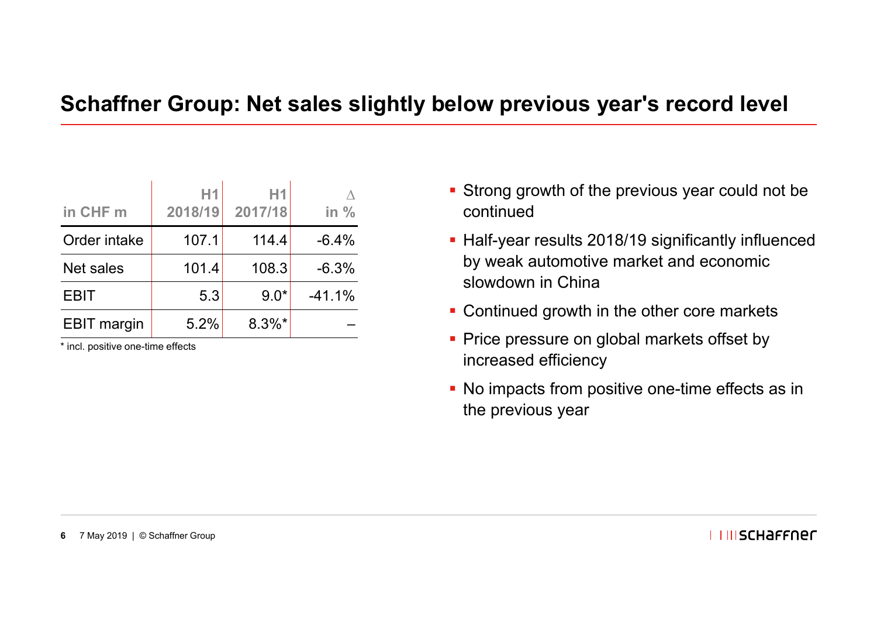# Schaffner Group: Net sales slightly below previous year's record level

| in CHF m | H1 2018/19 | H1 2017/18 | Δ in % |
|---|---|---|---|
| Order intake | 107.1 | 114.4 | -6.4% |
| Net sales | 101.4 | 108.3 | -6.3% |
| EBIT | 5.3 | 9.0* | -41.1% |
| EBIT margin | 5.2% | 8.3%* | – |

\* incl. positive one-time effects

- Strong growth of the previous year could not be continued
- Half-year results 2018/19 significantly influenced by weak automotive market and economic slowdown in China
- Continued growth in the other core markets
- Price pressure on global markets offset by increased efficiency
- No impacts from positive one-time effects as in the previous year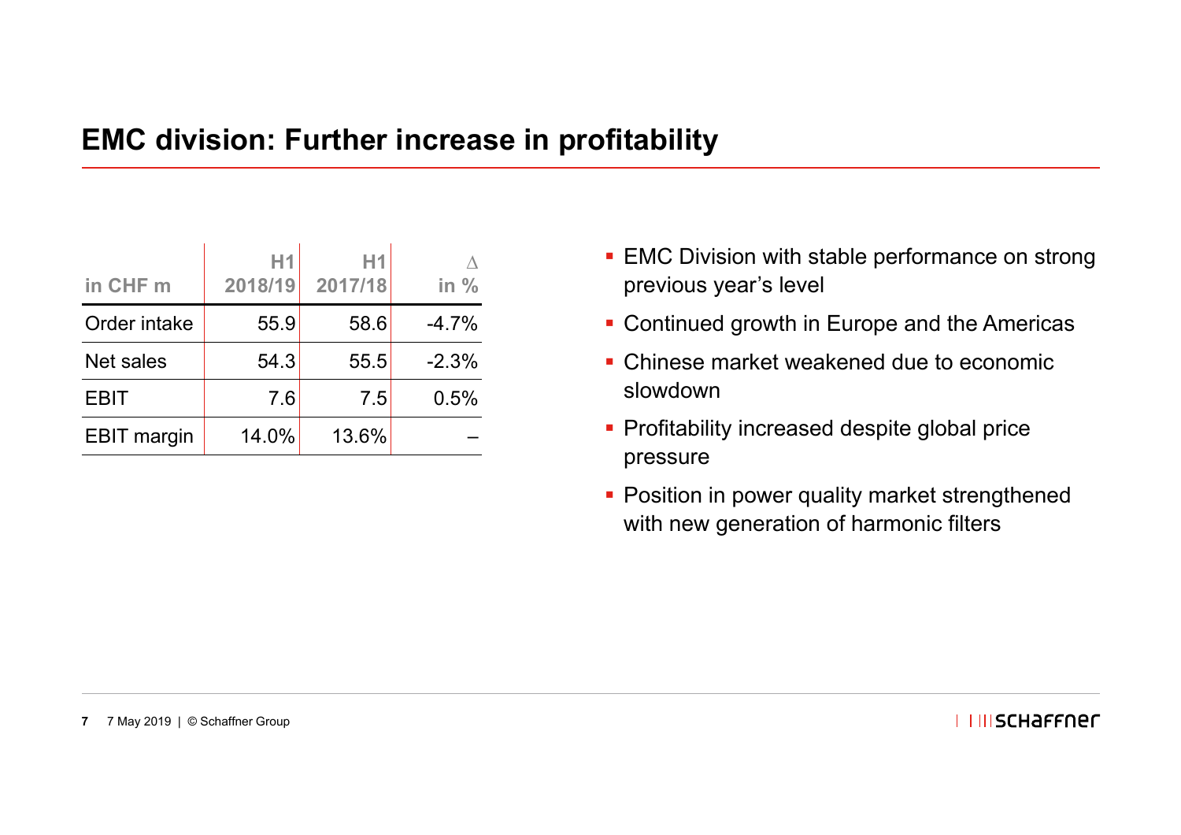# EMC division: Further increase in profitability

| in CHF m | H1 2018/19 | H1 2017/18 | Δ in % |
|---|---|---|---|
| Order intake | 55.9 | 58.6 | -4.7% |
| Net sales | 54.3 | 55.5 | -2.3% |
| EBIT | 7.6 | 7.5 | 0.5% |
| EBIT margin | 14.0% | 13.6% | – |

- EMC Division with stable performance on strong previous year's level
- Continued growth in Europe and the Americas
- Chinese market weakened due to economic slowdown
- Profitability increased despite global price pressure
- Position in power quality market strengthened with new generation of harmonic filters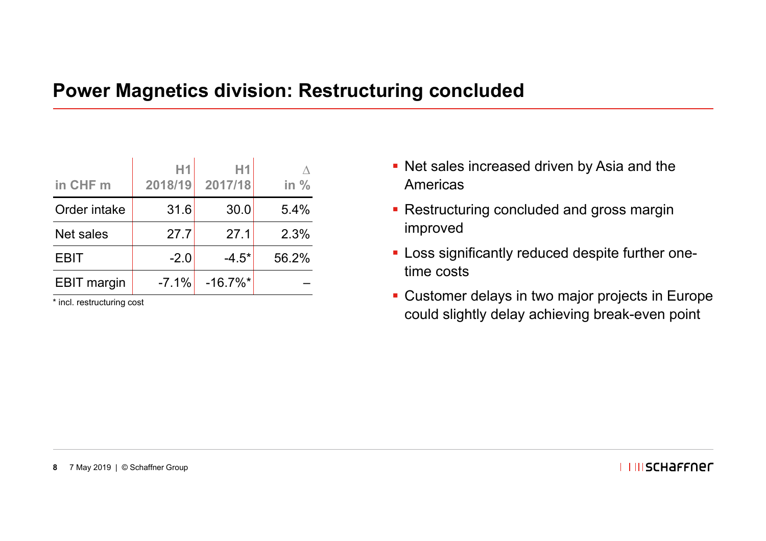# Power Magnetics division: Restructuring concluded

| in CHF m | H1 2018/19 | H1 2017/18 | Δ in % |
|---|---|---|---|
| Order intake | 31.6 | 30.0 | 5.4% |
| Net sales | 27.7 | 27.1 | 2.3% |
| EBIT | -2.0 | -4.5* | 56.2% |
| EBIT margin | -7.1% | -16.7%* | – |

\* incl. restructuring cost

- Net sales increased driven by Asia and the Americas
- Restructuring concluded and gross margin improved
- Loss significantly reduced despite further one-time costs
- Customer delays in two major projects in Europe could slightly delay achieving break-even point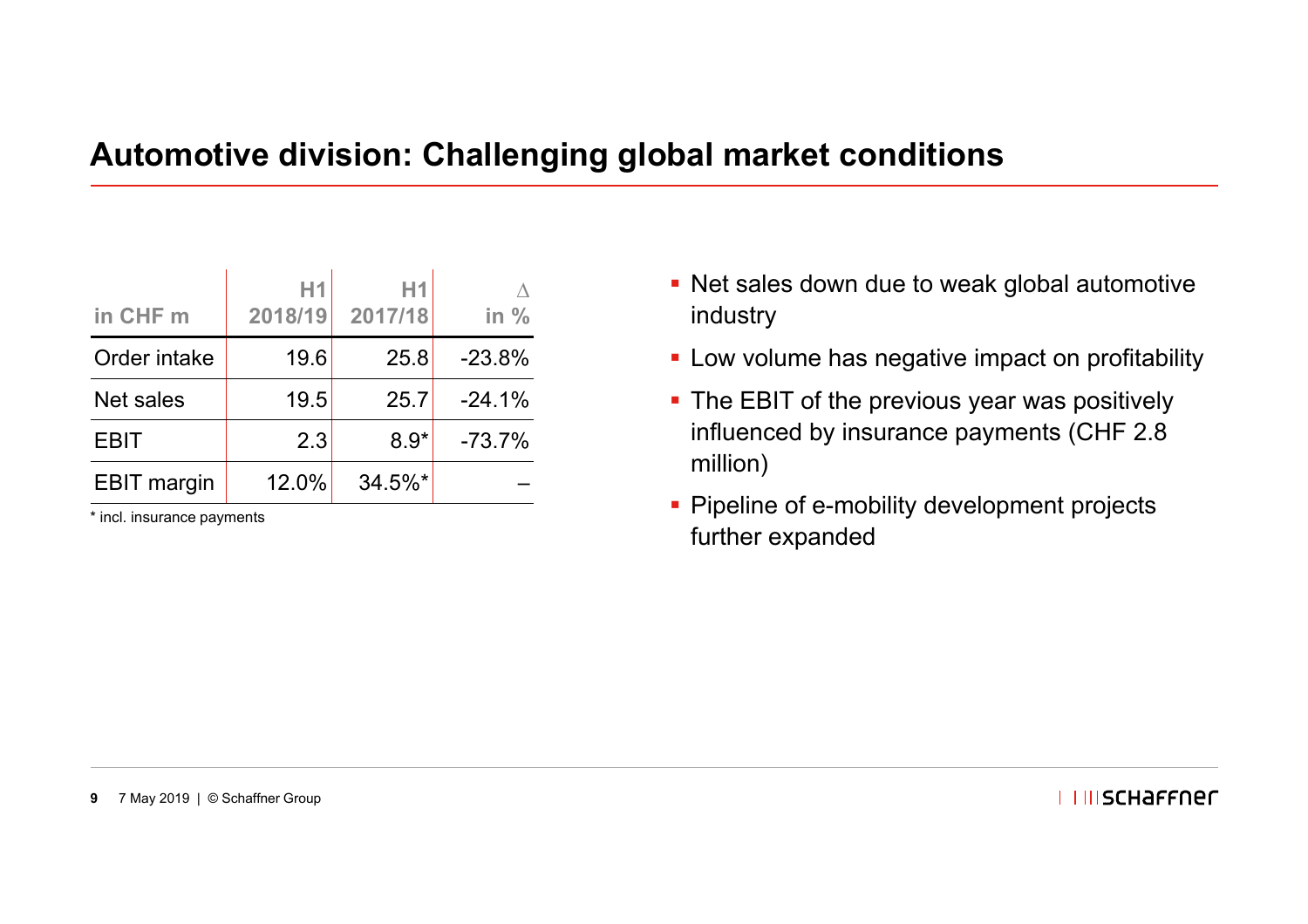# Automotive division: Challenging global market conditions

| in CHF m | H1 2018/19 | H1 2017/18 | ∆ in % |
|---|---|---|---|
| Order intake | 19.6 | 25.8 | -23.8% |
| Net sales | 19.5 | 25.7 | -24.1% |
| EBIT | 2.3 | 8.9* | -73.7% |
| EBIT margin | 12.0% | 34.5%* | – |

* incl. insurance payments

- Net sales down due to weak global automotive industry
- Low volume has negative impact on profitability
- The EBIT of the previous year was positively influenced by insurance payments (CHF 2.8 million)
- Pipeline of e-mobility development projects further expanded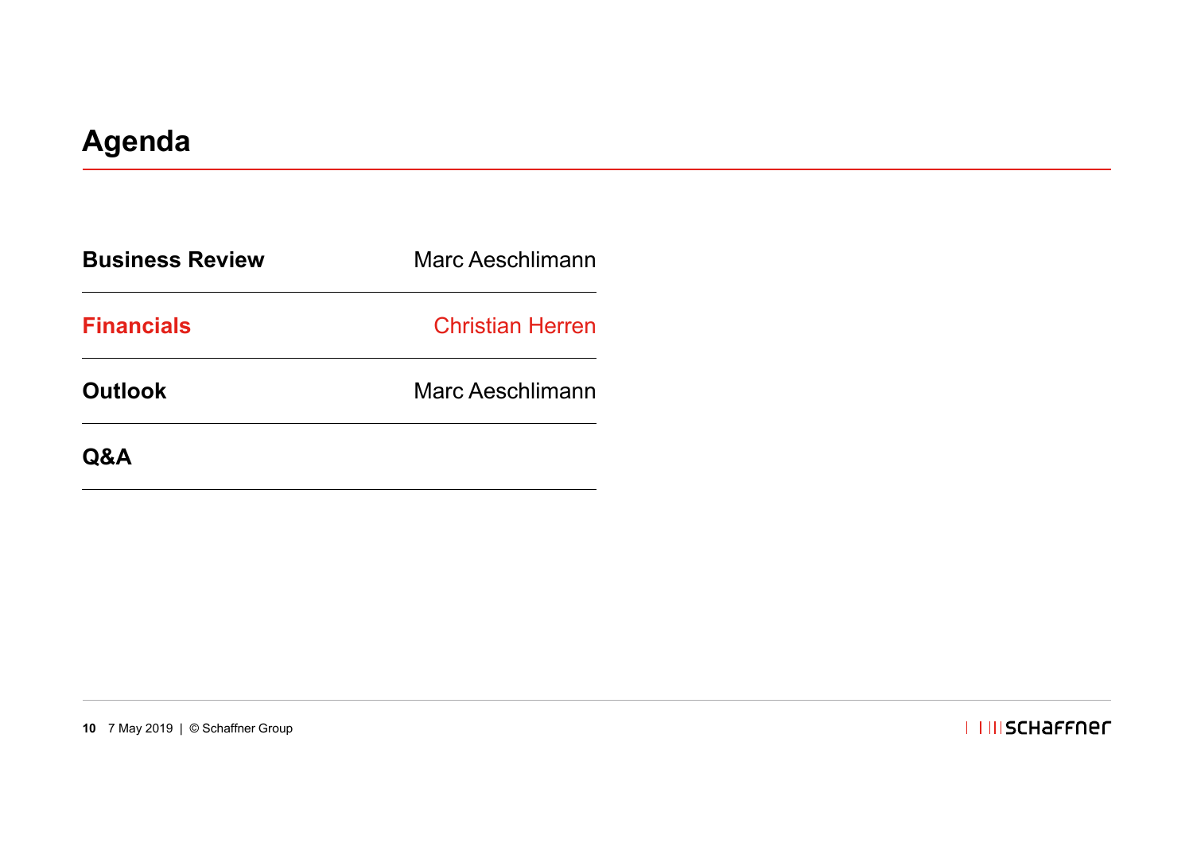# Agenda

| | |
|---|---|
| **Business Review** | Marc Aeschlimann |
| **Financials** | Christian Herren |
| **Outlook** | Marc Aeschlimann |
| **Q&A** | |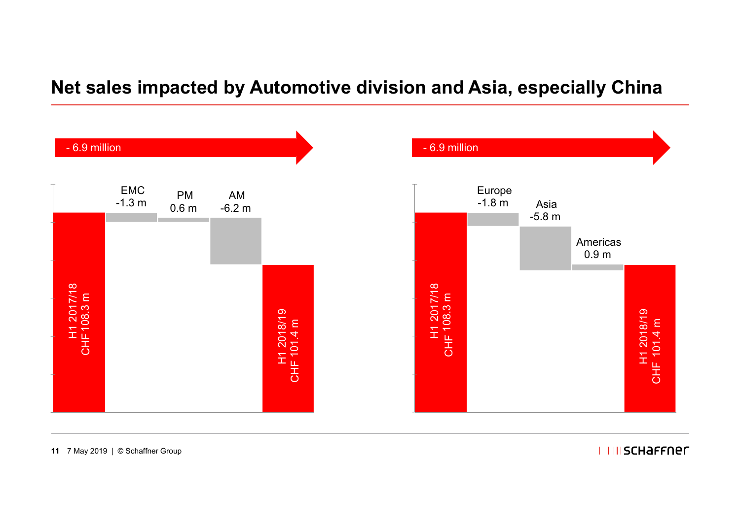# Net sales impacted by Automotive division and Asia, especially China

- 6.9 million

| | Value |
|---|---|
| H1 2017/18 | CHF 108.3 m |
| EMC | -1.3 m |
| PM | 0.6 m |
| AM | -6.2 m |
| H1 2018/19 | CHF 101.4 m |

- 6.9 million

| | Value |
|---|---|
| H1 2017/18 | CHF 108.3 m |
| Europe | -1.8 m |
| Asia | -5.8 m |
| Americas | 0.9 m |
| H1 2018/19 | CHF 101.4 m |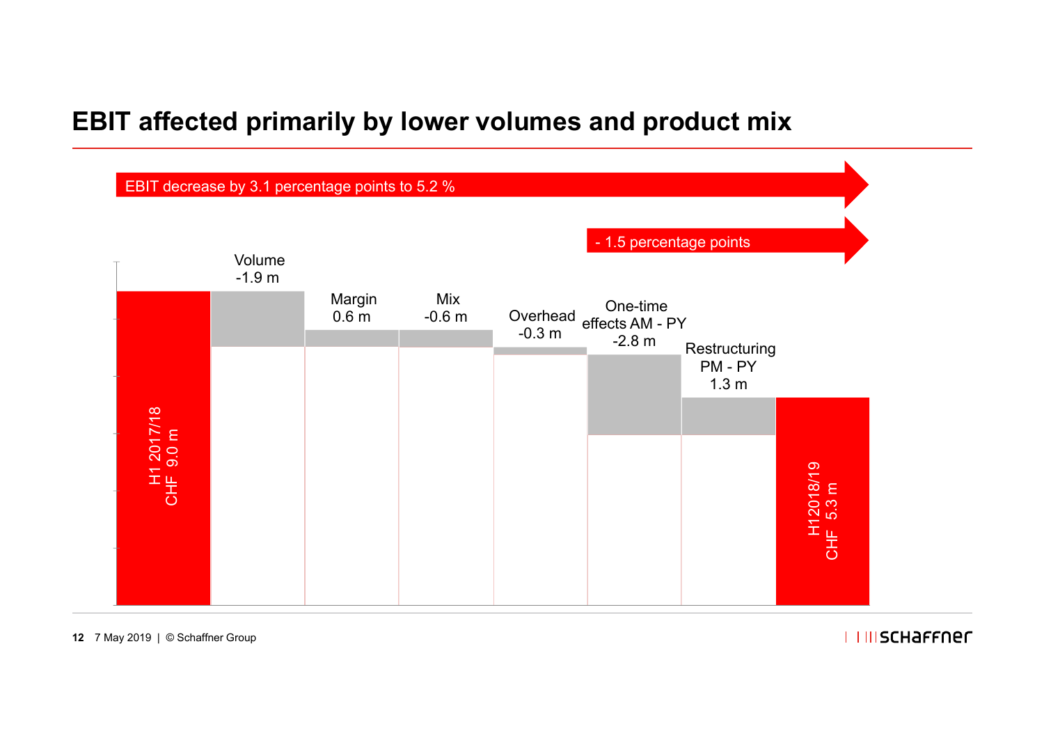# EBIT affected primarily by lower volumes and product mix

EBIT decrease by 3.1 percentage points to 5.2 %

- 1.5 percentage points

| Item | Value |
|---|---|
| H1 2017/18 | CHF 9.0 m |
| Volume | -1.9 m |
| Margin | 0.6 m |
| Mix | -0.6 m |
| Overhead | -0.3 m |
| One-time effects AM - PY | -2.8 m |
| Restructuring PM - PY | 1.3 m |
| H12018/19 | CHF 5.3 m |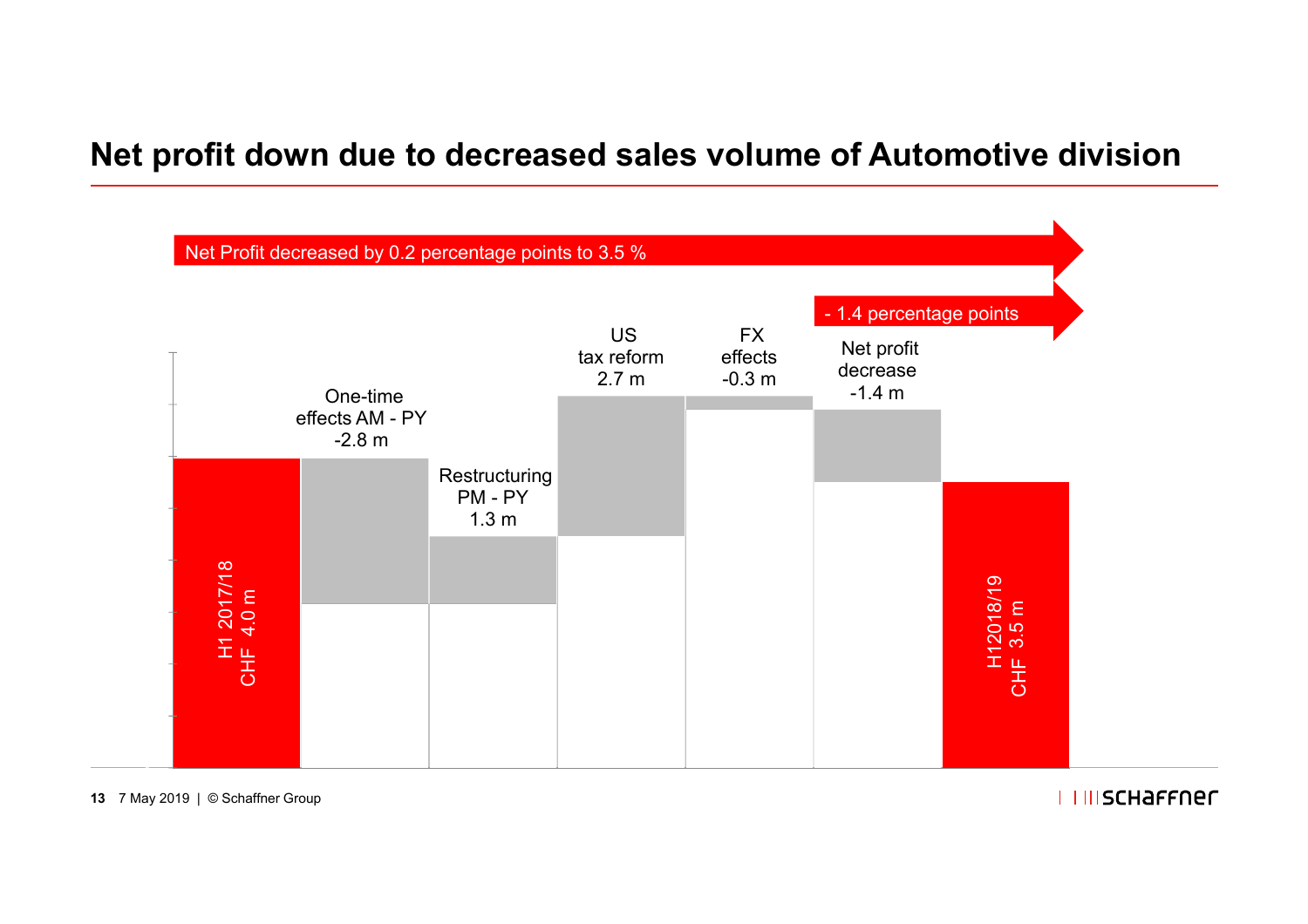# Net profit down due to decreased sales volume of Automotive division

Net Profit decreased by 0.2 percentage points to 3.5 %

- 1.4 percentage points

| Item | Value |
|---|---|
| H1 2017/18 | CHF 4.0 m |
| One-time effects AM - PY | -2.8 m |
| Restructuring PM - PY | 1.3 m |
| US tax reform | 2.7 m |
| FX effects | -0.3 m |
| Net profit decrease | -1.4 m |
| H12018/19 | CHF 3.5 m |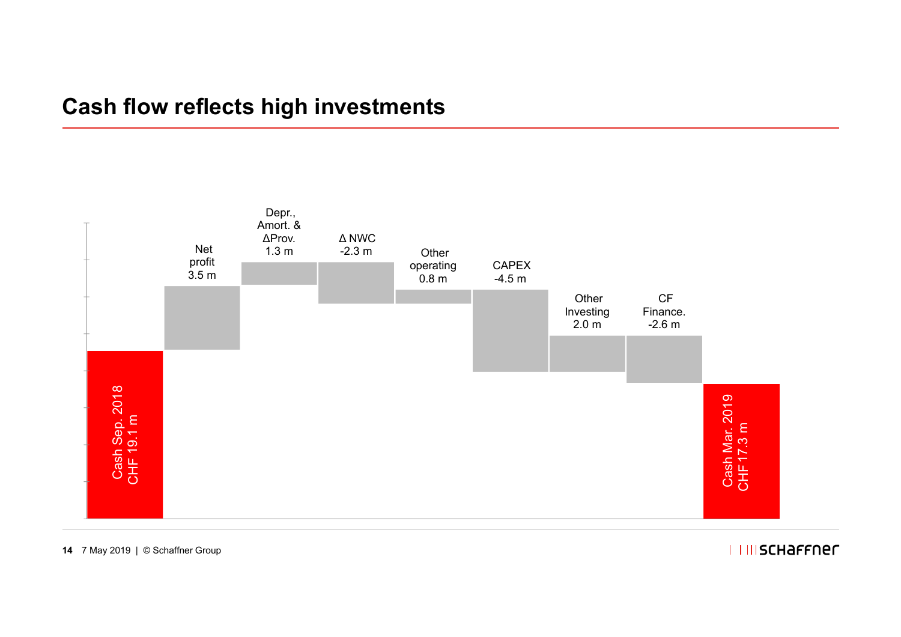# Cash flow reflects high investments

Cash Sep. 2018 CHF 19.1 m

Net profit 3.5 m

Depr., Amort. & ΔProv. 1.3 m

Δ NWC -2.3 m

Other operating 0.8 m

CAPEX -4.5 m

Other Investing 2.0 m

CF Finance. -2.6 m

Cash Mar. 2019 CHF 17.3 m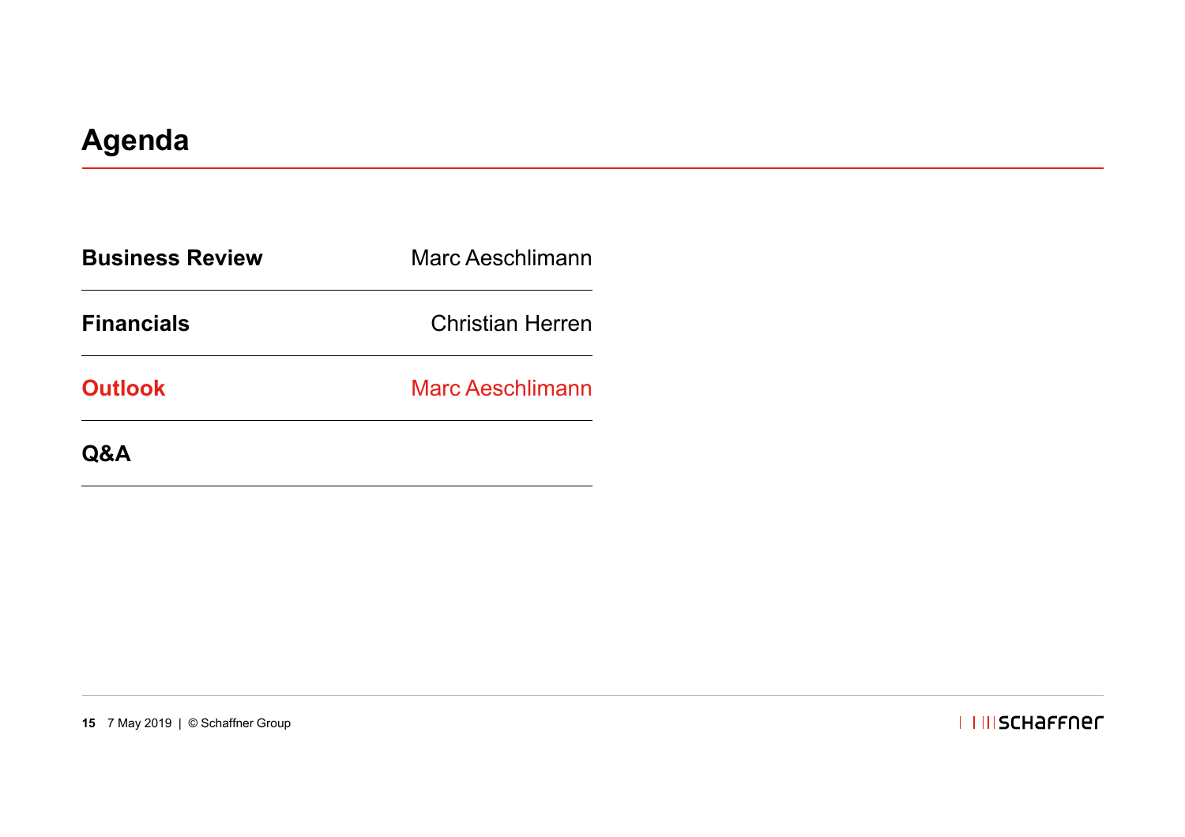# Agenda

| | |
|---|---|
| **Business Review** | Marc Aeschlimann |
| **Financials** | Christian Herren |
| **Outlook** | Marc Aeschlimann |
| **Q&A** | |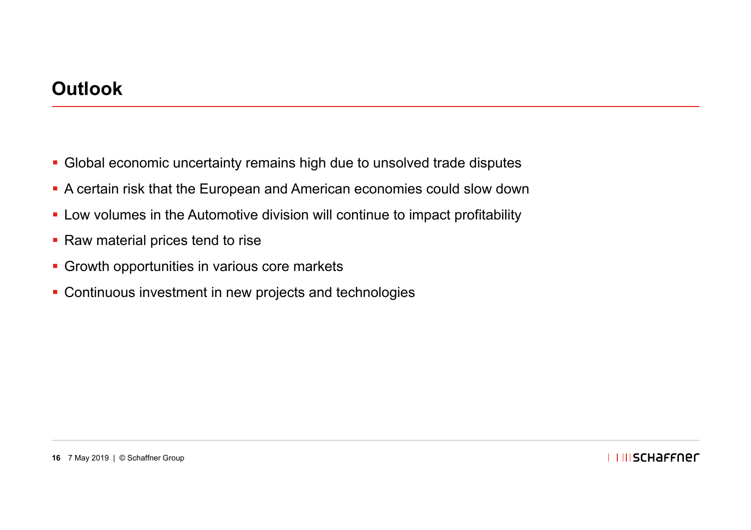# Outlook

- Global economic uncertainty remains high due to unsolved trade disputes
- A certain risk that the European and American economies could slow down
- Low volumes in the Automotive division will continue to impact profitability
- Raw material prices tend to rise
- Growth opportunities in various core markets
- Continuous investment in new projects and technologies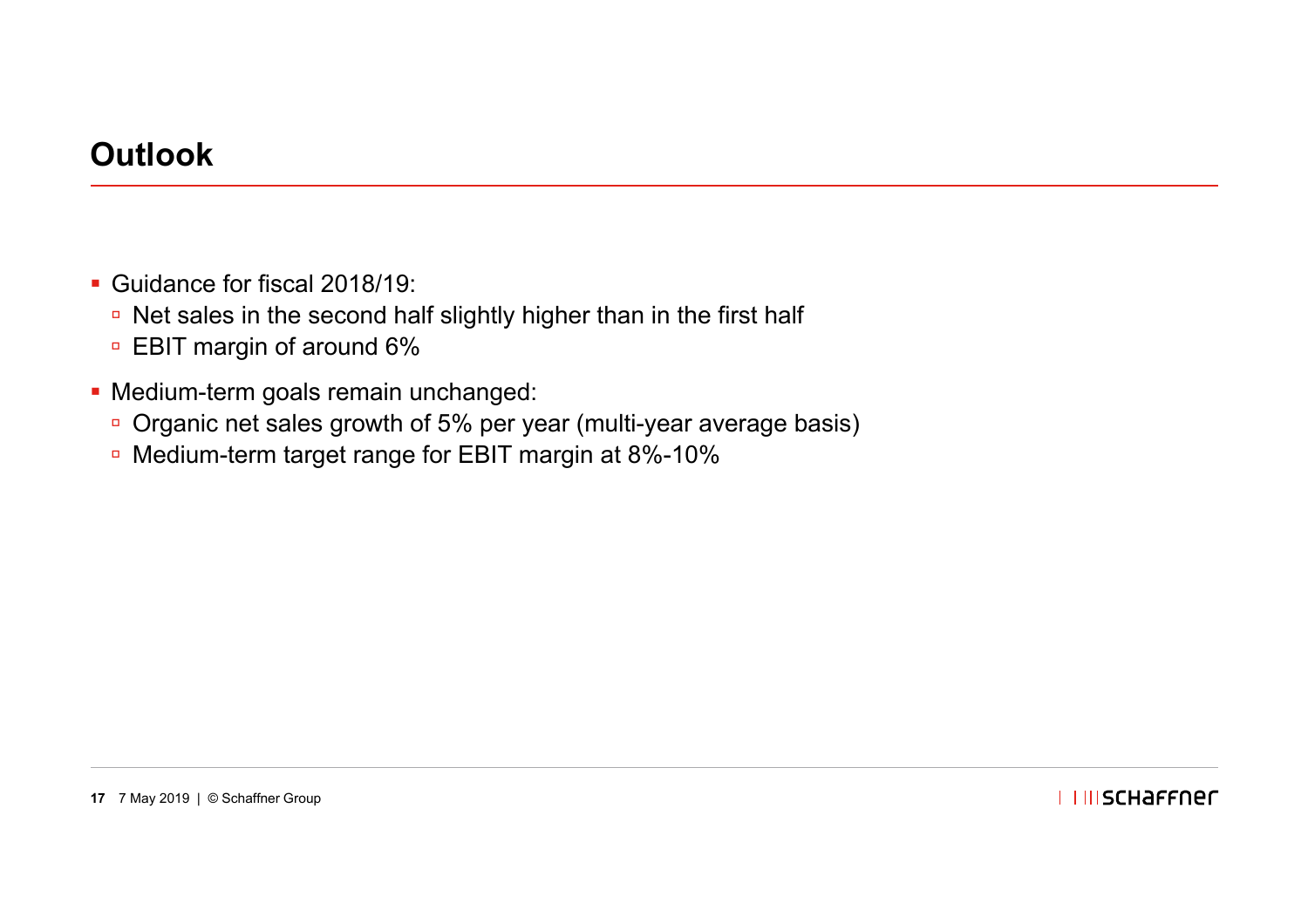# Outlook

- Guidance for fiscal 2018/19:
  - Net sales in the second half slightly higher than in the first half
  - EBIT margin of around 6%
- Medium-term goals remain unchanged:
  - Organic net sales growth of 5% per year (multi-year average basis)
  - Medium-term target range for EBIT margin at 8%-10%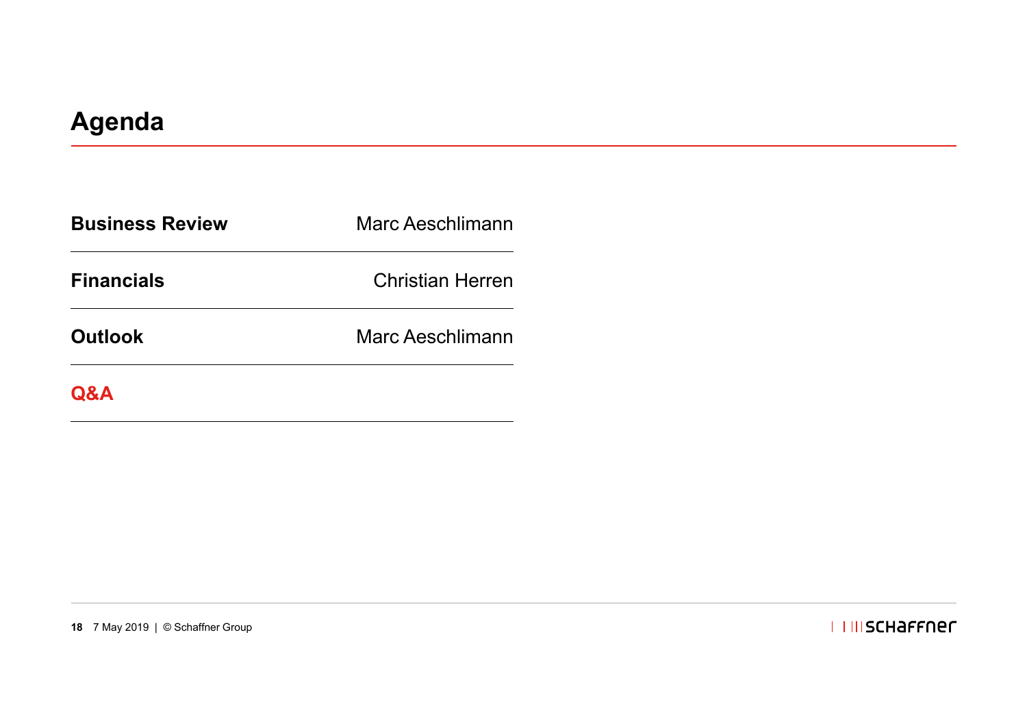# Agenda

| | |
|---|---|
| **Business Review** | Marc Aeschlimann |
| **Financials** | Christian Herren |
| **Outlook** | Marc Aeschlimann |
| **Q&A** | |